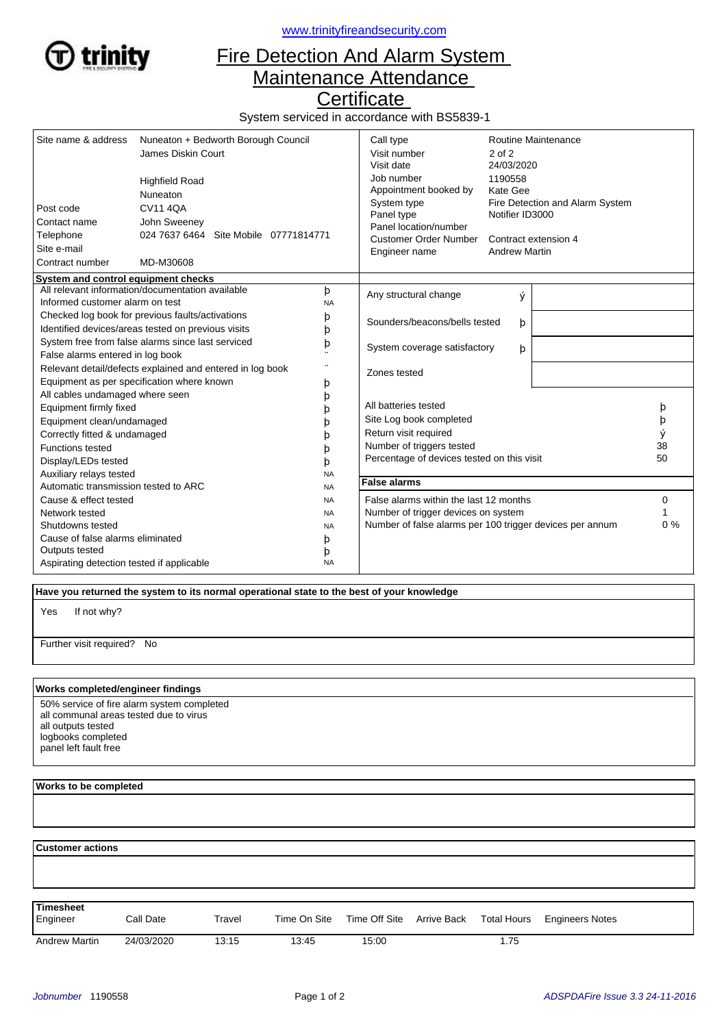www.trinityfireandsecurity.com

# Fire Detection And Alarm System Maintenance Attendance Certificate

System serviced in accordance with BS5839-1

| | | | |
|---|---|---|---|
| Site name & address | Nuneaton + Bedworth Borough Council<br>James Diskin Court<br><br>Highfield Road<br>Nuneaton | Call type | Routine Maintenance |
| Post code | CV11 4QA | Visit number | 2 of 2 |
| Contact name | John Sweeney | Visit date | 24/03/2020 |
| Telephone | 024 7637 6464 Site Mobile 07771814771 | Job number | 1190558 |
| Site e-mail | | Appointment booked by | Kate Gee |
| Contract number | MD-M30608 | System type | Fire Detection and Alarm System |
| | | Panel type | Notifier ID3000 |
| | | Panel location/number | |
| | | Customer Order Number | Contract extension 4 |
| | | Engineer name | Andrew Martin |

**System and control equipment checks**

| Check | |
|---|---|
| All relevant information/documentation available | þ |
| Informed customer alarm on test | NA |
| Checked log book for previous faults/activations | þ |
| Identified devices/areas tested on previous visits | þ |
| System free from false alarms since last serviced | þ |
| False alarms entered in log book | .. |
| Relevant detail/defects explained and entered in log book | .. |
| Equipment as per specification where known | þ |
| All cables undamaged where seen | þ |
| Equipment firmly fixed | þ |
| Equipment clean/undamaged | þ |
| Correctly fitted & undamaged | þ |
| Functions tested | þ |
| Display/LEDs tested | þ |
| Auxiliary relays tested | NA |
| Automatic transmission tested to ARC | NA |
| Cause & effect tested | NA |
| Network tested | NA |
| Shutdowns tested | NA |
| Cause of false alarms eliminated | þ |
| Outputs tested | þ |
| Aspirating detection tested if applicable | NA |

| | | |
|---|---|---|
| Any structural change | ý | |
| Sounders/beacons/bells tested | þ | |
| System coverage satisfactory | þ | |
| Zones tested | | |

| | |
|---|---|
| All batteries tested | þ |
| Site Log book completed | þ |
| Return visit required | ý |
| Number of triggers tested | 38 |
| Percentage of devices tested on this visit | 50 |

**False alarms**

| | |
|---|---|
| False alarms within the last 12 months | 0 |
| Number of trigger devices on system | 1 |
| Number of false alarms per 100 trigger devices per annum | 0 % |

**Have you returned the system to its normal operational state to the best of your knowledge**

Yes  If not why?

Further visit required? No

**Works completed/engineer findings**

50% service of fire alarm system completed
all communal areas tested due to virus
all outputs tested
logbooks completed
panel left fault free

**Works to be completed**

**Customer actions**

**Timesheet**

| Engineer | Call Date | Travel | Time On Site | Time Off Site | Arrive Back | Total Hours | Engineers Notes |
|---|---|---|---|---|---|---|---|
| Andrew Martin | 24/03/2020 | 13:15 | 13:45 | 15:00 | | 1.75 | |

*Jobnumber* 1190558

*ADSPDAFire Issue 3.3 24-11-2016*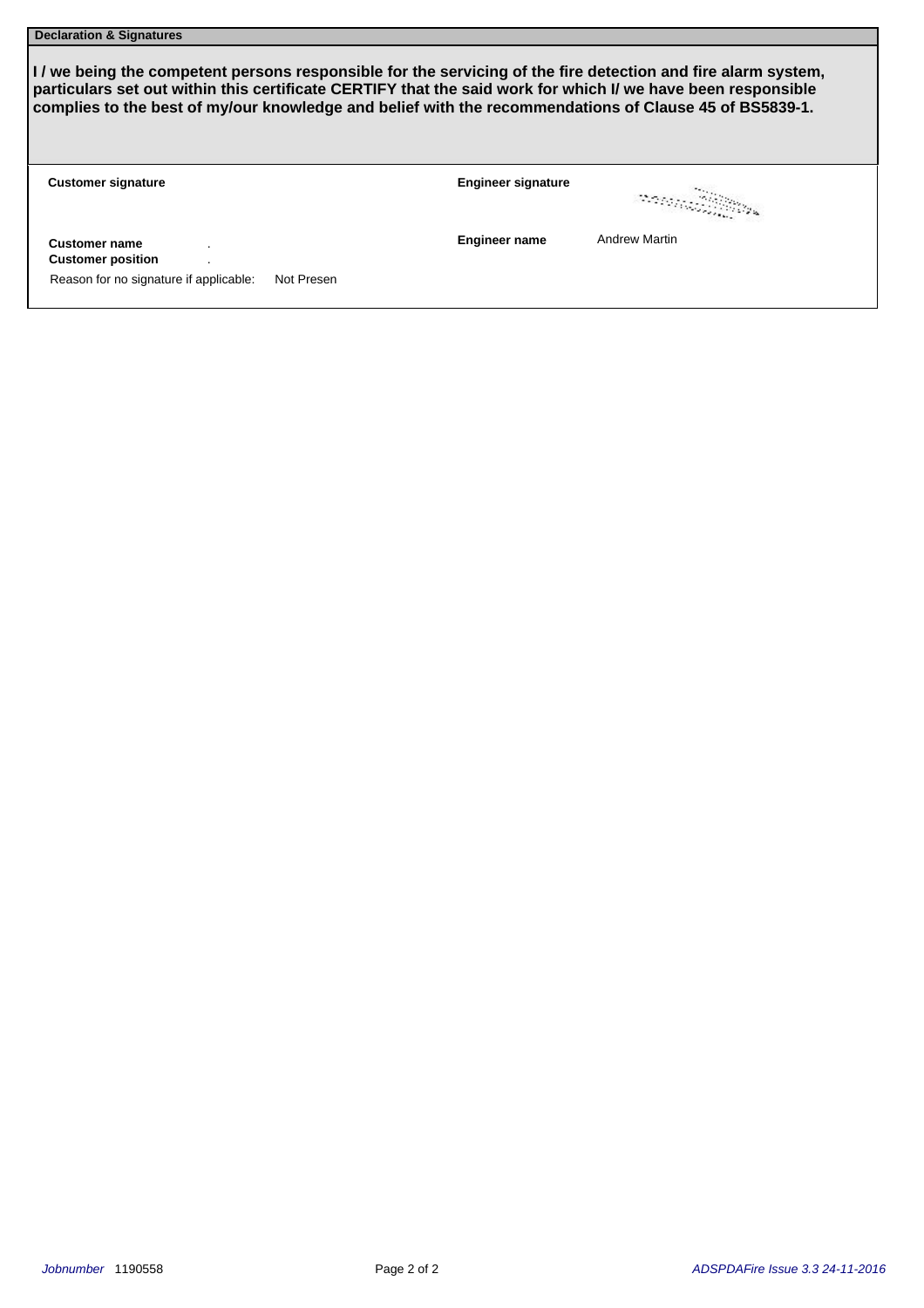## Declaration & Signatures

**I / we being the competent persons responsible for the servicing of the fire detection and fire alarm system, particulars set out within this certificate CERTIFY that the said work for which I/ we have been responsible complies to the best of my/our knowledge and belief with the recommendations of Clause 45 of BS5839-1.**

| | | | |
|---|---|---|---|
| **Customer signature** | | **Engineer signature** | |
| **Customer name** | . | **Engineer name** | Andrew Martin |
| **Customer position** | . | | |
| Reason for no signature if applicable: | Not Presen | | |

*Jobnumber* 1190558

*ADSPDAFire Issue 3.3 24-11-2016*